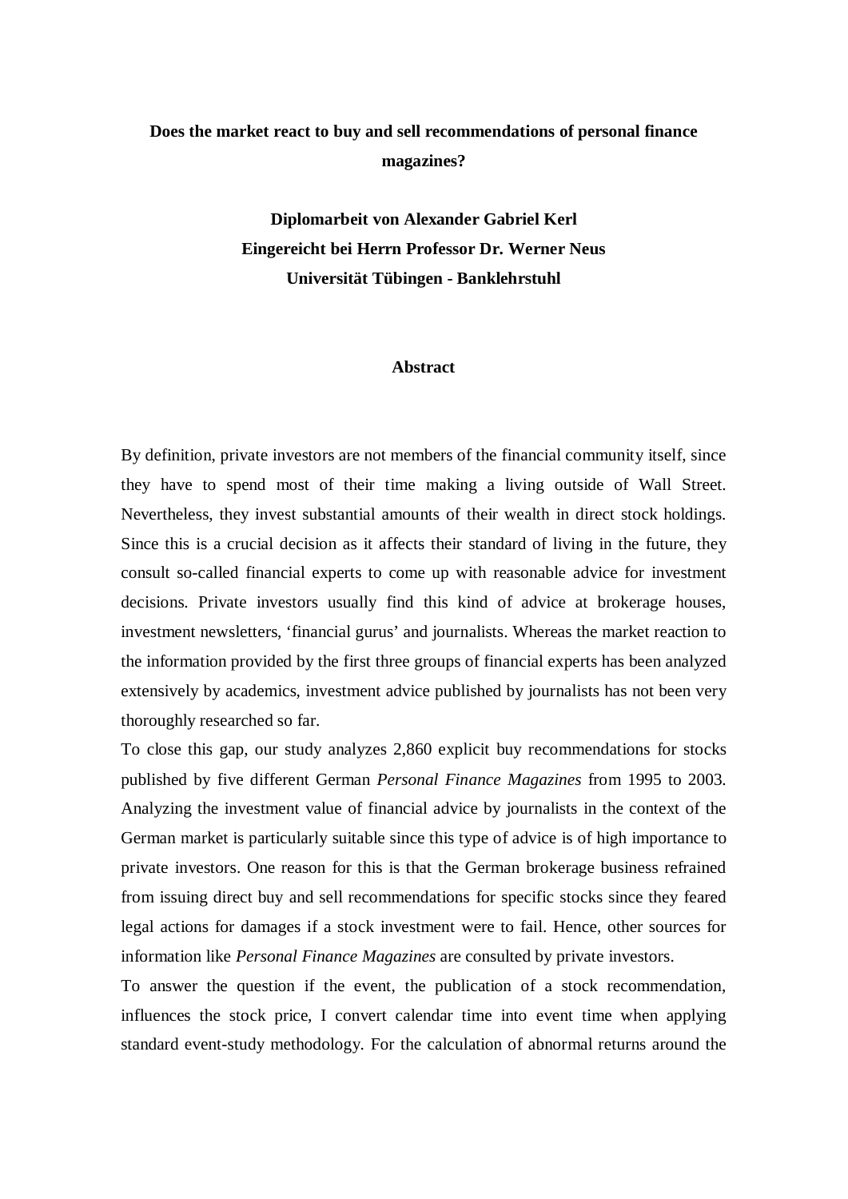# Does the market react to buy and sell recommendations of personal finance magazines?

**Diplomarbeit von Alexander Gabriel Kerl**
**Eingereicht bei Herrn Professor Dr. Werner Neus**
**Universität Tübingen - Banklehrstuhl**

## Abstract

By definition, private investors are not members of the financial community itself, since they have to spend most of their time making a living outside of Wall Street. Nevertheless, they invest substantial amounts of their wealth in direct stock holdings. Since this is a crucial decision as it affects their standard of living in the future, they consult so-called financial experts to come up with reasonable advice for investment decisions. Private investors usually find this kind of advice at brokerage houses, investment newsletters, 'financial gurus' and journalists. Whereas the market reaction to the information provided by the first three groups of financial experts has been analyzed extensively by academics, investment advice published by journalists has not been very thoroughly researched so far.

To close this gap, our study analyzes 2,860 explicit buy recommendations for stocks published by five different German *Personal Finance Magazines* from 1995 to 2003. Analyzing the investment value of financial advice by journalists in the context of the German market is particularly suitable since this type of advice is of high importance to private investors. One reason for this is that the German brokerage business refrained from issuing direct buy and sell recommendations for specific stocks since they feared legal actions for damages if a stock investment were to fail. Hence, other sources for information like *Personal Finance Magazines* are consulted by private investors.

To answer the question if the event, the publication of a stock recommendation, influences the stock price, I convert calendar time into event time when applying standard event-study methodology. For the calculation of abnormal returns around the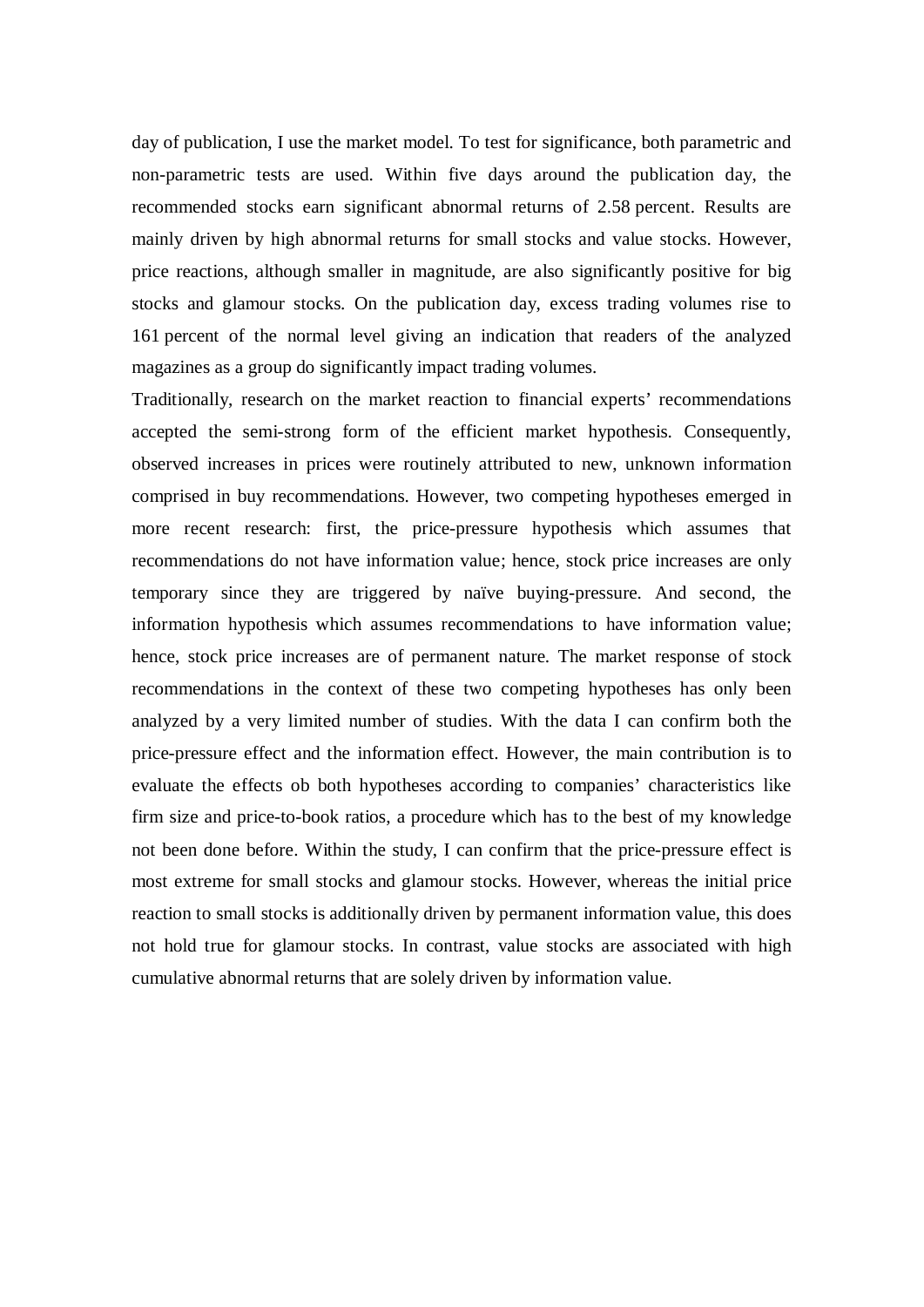day of publication, I use the market model. To test for significance, both parametric and non-parametric tests are used. Within five days around the publication day, the recommended stocks earn significant abnormal returns of 2.58 percent. Results are mainly driven by high abnormal returns for small stocks and value stocks. However, price reactions, although smaller in magnitude, are also significantly positive for big stocks and glamour stocks. On the publication day, excess trading volumes rise to 161 percent of the normal level giving an indication that readers of the analyzed magazines as a group do significantly impact trading volumes.

Traditionally, research on the market reaction to financial experts' recommendations accepted the semi-strong form of the efficient market hypothesis. Consequently, observed increases in prices were routinely attributed to new, unknown information comprised in buy recommendations. However, two competing hypotheses emerged in more recent research: first, the price-pressure hypothesis which assumes that recommendations do not have information value; hence, stock price increases are only temporary since they are triggered by naïve buying-pressure. And second, the information hypothesis which assumes recommendations to have information value; hence, stock price increases are of permanent nature. The market response of stock recommendations in the context of these two competing hypotheses has only been analyzed by a very limited number of studies. With the data I can confirm both the price-pressure effect and the information effect. However, the main contribution is to evaluate the effects ob both hypotheses according to companies' characteristics like firm size and price-to-book ratios, a procedure which has to the best of my knowledge not been done before. Within the study, I can confirm that the price-pressure effect is most extreme for small stocks and glamour stocks. However, whereas the initial price reaction to small stocks is additionally driven by permanent information value, this does not hold true for glamour stocks. In contrast, value stocks are associated with high cumulative abnormal returns that are solely driven by information value.